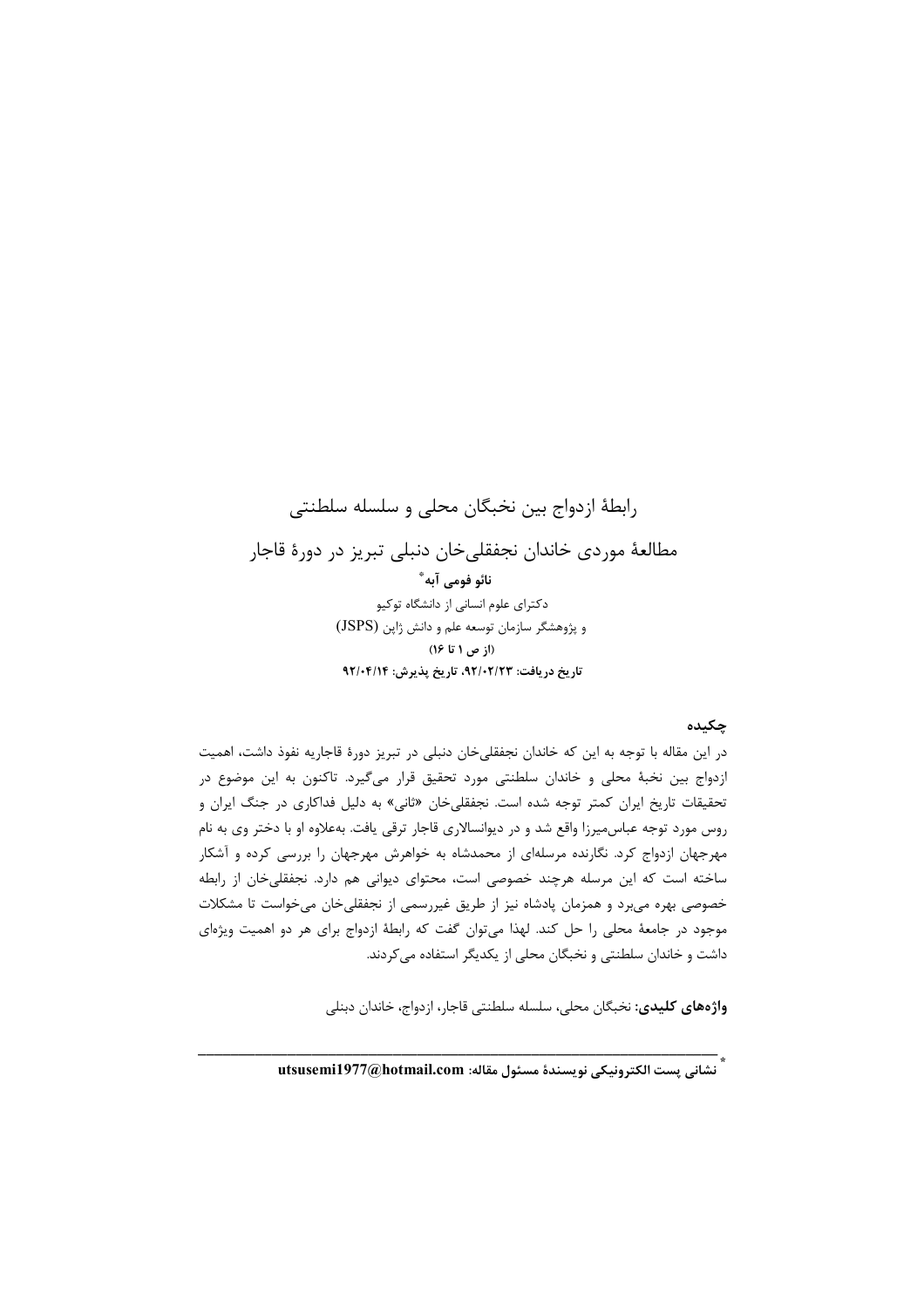# رابطهٔ ازدواج بین نخبگان محلی و سلسله سلطنتی

## مطالعهٔ موردی خاندان نجفقلی‌خان دنبلی تبریز در دورهٔ قاجار

**نائو فومی آبه***

دکترای علوم انسانی از دانشگاه توکیو

و پژوهشگر سازمان توسعه علم و دانش ژاپن (JSPS)

**(از ص ۱ تا ۱۶)**

**تاریخ دریافت: ۹۲/۰۲/۲۳، تاریخ پذیرش: ۹۲/۰۴/۱۴**

### چکیده

در این مقاله با توجه به این که خاندان نجفقلی‌خان دنبلی در تبریز دورهٔ قاجاریه نفوذ داشت، اهمیت ازدواج بین نخبهٔ محلی و خاندان سلطنتی مورد تحقیق قرار می‌گیرد. تاکنون به این موضوع در تحقیقات تاریخ ایران کمتر توجه شده است. نجفقلی‌خان «ثانی» به دلیل فداکاری در جنگ ایران و روس مورد توجه عباس‌میرزا واقع شد و در دیوانسالاری قاجار ترقی یافت. به‌علاوه او با دختر وی به نام مهرجهان ازدواج کرد. نگارنده مرسله‌ای از محمدشاه به خواهرش مهرجهان را بررسی کرده و آشکار ساخته است که این مرسله هرچند خصوصی است، محتوای دیوانی هم دارد. نجفقلی‌خان از رابطه خصوصی بهره می‌برد و همزمان پادشاه نیز از طریق غیررسمی از نجفقلی‌خان می‌خواست تا مشکلات موجود در جامعهٔ محلی را حل کند. لهذا می‌توان گفت که رابطهٔ ازدواج برای هر دو اهمیت ویژه‌ای داشت و خاندان سلطنتی و نخبگان محلی از یکدیگر استفاده می‌کردند.

**واژه‌های کلیدی:** نخبگان محلی، سلسله سلطنتی قاجار، ازدواج، خاندان دبنلی

---

* **نشانی پست الکترونیکی نویسندهٔ مسئول مقاله: utsusemi1977@hotmail.com**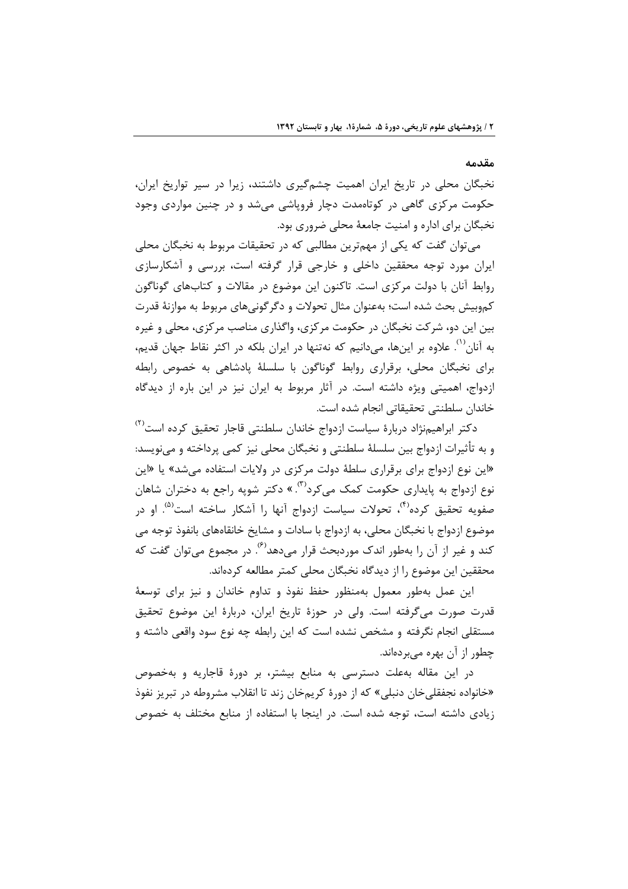## مقدمه

نخبگان محلی در تاریخ ایران اهمیت چشم‌گیری داشتند، زیرا در سیر تواریخ ایران، حکومت مرکزی گاهی در کوتاه‌مدت دچار فروپاشی می‌شد و در چنین مواردی وجود نخبگان برای اداره و امنیت جامعهٔ محلی ضروری بود.

می‌توان گفت که یکی از مهم‌ترین مطالبی که در تحقیقات مربوط به نخبگان محلی ایران مورد توجه محققین داخلی و خارجی قرار گرفته است، بررسی و آشکارسازی روابط آنان با دولت مرکزی است. تاکنون این موضوع در مقالات و کتاب‌های گوناگون کم‌وبیش بحث شده است؛ به‌عنوان مثال تحولات و دگرگونی‌های مربوط به موازنهٔ قدرت بین این دو، شرکت نخبگان در حکومت مرکزی، واگذاری مناصب مرکزی، محلی و غیره به آنان[1]. علاوه بر این‌ها، می‌دانیم که نه‌تنها در ایران بلکه در اکثر نقاط جهان قدیم، برای نخبگان محلی، برقراری روابط گوناگون با سلسلهٔ پادشاهی به خصوص رابطه ازدواج، اهمیتی ویژه داشته است. در آثار مربوط به ایران نیز در این باره از دیدگاه خاندان سلطنتی تحقیقاتی انجام شده است.

دکتر ابراهیم‌نژاد دربارهٔ سیاست ازدواج خاندان سلطنتی قاجار تحقیق کرده است[2] و به تأثیرات ازدواج بین سلسلهٔ سلطنتی و نخبگان محلی نیز کمی پرداخته و می‌نویسد: «این نوع ازدواج برای برقراری سلطهٔ دولت مرکزی در ولایات استفاده می‌شد» یا «این نوع ازدواج به پایداری حکومت کمک می‌کرد[3].» دکتر شوپه راجع به دختران شاهان صفویه تحقیق کرده[4]، تحولات سیاست ازدواج آنها را آشکار ساخته است[5]. او در موضوع ازدواج با نخبگان محلی، به ازدواج با سادات و مشایخ خانقاههای بانفوذ توجه می کند و غیر از آن را به‌طور اندک موردبحث قرار می‌دهد[6]. در مجموع می‌توان گفت که محققین این موضوع را از دیدگاه نخبگان محلی کمتر مطالعه کرده‌اند.

این عمل به‌طور معمول به‌منظور حفظ نفوذ و تداوم خاندان و نیز برای توسعهٔ قدرت صورت می‌گرفته است. ولی در حوزهٔ تاریخ ایران، دربارهٔ این موضوع تحقیق مستقلی انجام نگرفته و مشخص نشده است که این رابطه چه نوع سود واقعی داشته و چطور از آن بهره می‌برده‌اند.

در این مقاله به‌علت دسترسی به منابع بیشتر، بر دورهٔ قاجاریه و به‌خصوص «خانواده نجفقلی‌خان دنبلی» که از دورهٔ کریم‌خان زند تا انقلاب مشروطه در تبریز نفوذ زیادی داشته است، توجه شده است. در اینجا با استفاده از منابع مختلف به خصوص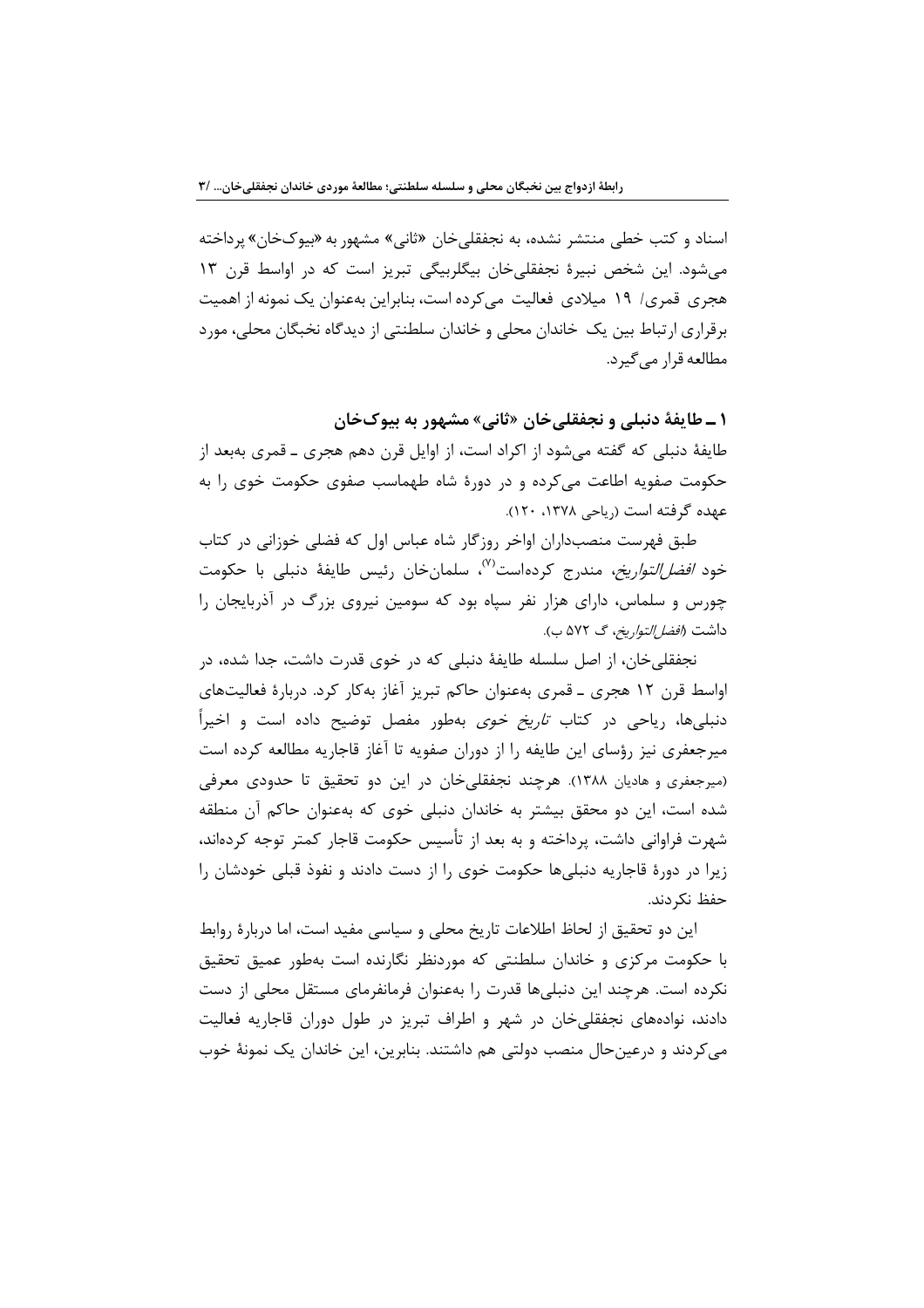اسناد و کتب خطی منتشر نشده، به نجفقلی‌خان «ثانی» مشهور به «بیوک‌خان» پرداخته می‌شود. این شخص نبیرهٔ نجفقلی‌خان بیگلربیگی تبریز است که در اواسط قرن ۱۳ هجری قمری/ ۱۹ میلادی فعالیت می‌کرده است، بنابراین به‌عنوان یک نمونه از اهمیت برقراری ارتباط بین یک خاندان محلی و خاندان سلطنتی از دیدگاه نخبگان محلی، مورد مطالعه قرار می‌گیرد.

## ۱ ــ طایفهٔ دنبلی و نجفقلی‌خان «ثانی» مشهور به بیوک‌خان

طایفهٔ دنبلی که گفته می‌شود از اکراد است، از اوایل قرن دهم هجری ـ قمری به‌بعد از حکومت صفویه اطاعت می‌کرده و در دورهٔ شاه طهماسب صفوی حکومت خوی را به عهده گرفته است (ریاحی ۱۳۷۸، ۱۲۰).

طبق فهرست منصب‌داران اواخر روزگار شاه عباس اول که فضلی خوزانی در کتاب خود *افضل‌التواریخ*، مندرج کرده‌است[۷]، سلمان‌خان رئیس طایفهٔ دنبلی با حکومت چورس و سلماس، دارای هزار نفر سپاه بود که سومین نیروی بزرگ در آذربایجان را داشت (*افضل‌التواریخ*، گ ۵۷۲ ب).

نجفقلی‌خان، از اصل سلسله طایفهٔ دنبلی که در خوی قدرت داشت، جدا شده، در اواسط قرن ۱۲ هجری ـ قمری به‌عنوان حاکم تبریز آغاز به‌کار کرد. دربارهٔ فعالیت‌های دنبلی‌ها، ریاحی در کتاب *تاریخ خوی* به‌طور مفصل توضیح داده است و اخیراً میرجعفری نیز رؤسای این طایفه را از دوران صفویه تا آغاز قاجاریه مطالعه کرده است (میرجعفری و هادیان ۱۳۸۸). هرچند نجفقلی‌خان در این دو تحقیق تا حدودی معرفی شده است، این دو محقق بیشتر به خاندان دنبلی خوی که به‌عنوان حاکم آن منطقه شهرت فراوانی داشت، پرداخته و به بعد از تأسیس حکومت قاجار کمتر توجه کرده‌اند، زیرا در دورهٔ قاجاریه دنبلی‌ها حکومت خوی را از دست دادند و نفوذ قبلی خودشان را حفظ نکردند.

این دو تحقیق از لحاظ اطلاعات تاریخ محلی و سیاسی مفید است، اما دربارهٔ روابط با حکومت مرکزی و خاندان سلطنتی که موردنظر نگارنده است به‌طور عمیق تحقیق نکرده است. هرچند این دنبلی‌ها قدرت را به‌عنوان فرمانفرمای مستقل محلی از دست دادند، نواده‌های نجفقلی‌خان در شهر و اطراف تبریز در طول دوران قاجاریه فعالیت می‌کردند و درعین‌حال منصب دولتی هم داشتند. بنابرین، این خاندان یک نمونهٔ خوب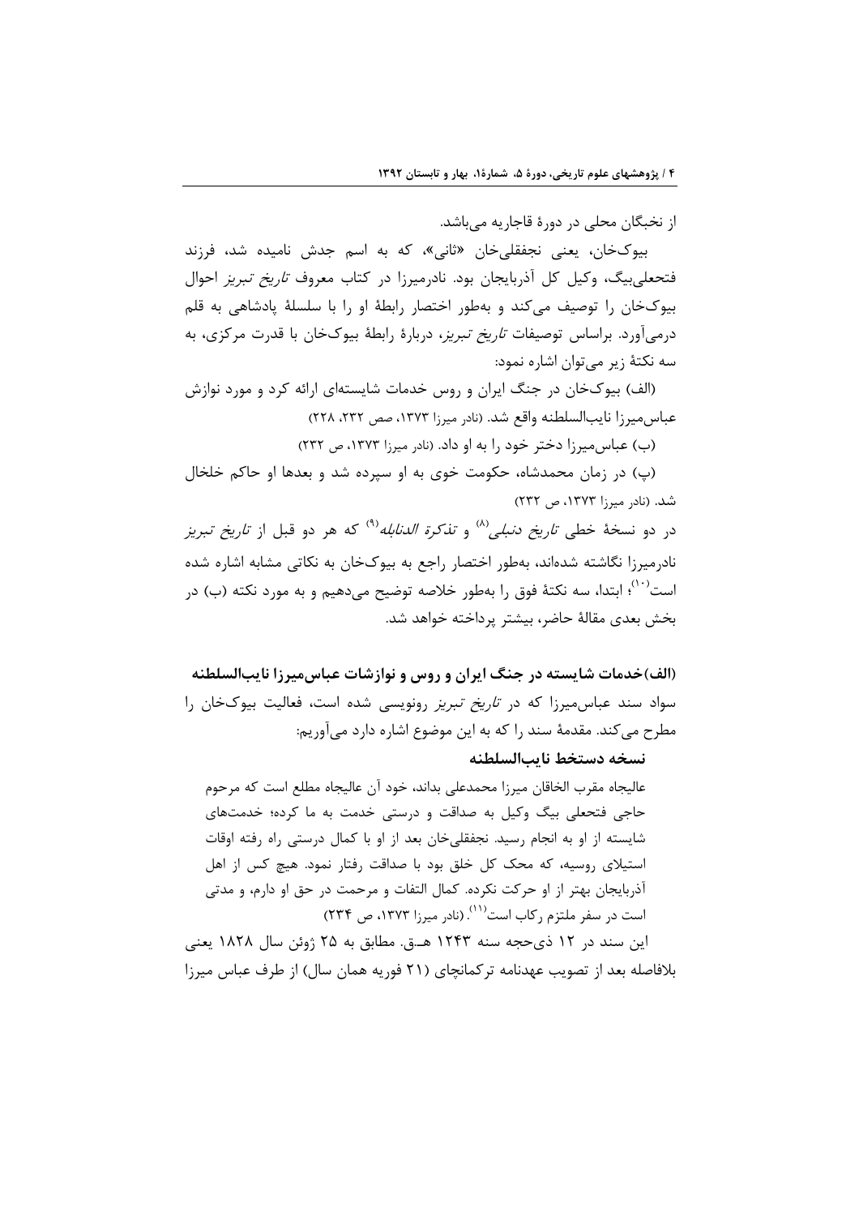از نخبگان محلی در دورهٔ قاجاریه می‌باشد.

بیوک‌خان، یعنی نجفقلی‌خان «ثانی»، که به اسم جدش نامیده شد، فرزند فتحعلی‌بیگ، وکیل کل آذربایجان بود. نادرمیرزا در کتاب معروف *تاریخ تبریز* احوال بیوک‌خان را توصیف می‌کند و به‌طور اختصار رابطهٔ او را با سلسلهٔ پادشاهی به قلم درمی‌آورد. براساس توصیفات *تاریخ تبریز*، دربارهٔ رابطهٔ بیوک‌خان با قدرت مرکزی، به سه نکتهٔ زیر می‌توان اشاره نمود:

(الف) بیوک‌خان در جنگ ایران و روس خدمات شایسته‌ای ارائه کرد و مورد نوازش عباس‌میرزا نایب‌السلطنه واقع شد. (نادر میرزا ۱۳۷۳، صص ۲۳۲، ۲۲۸)

(ب) عباس‌میرزا دختر خود را به او داد. (نادر میرزا ۱۳۷۳، ص ۲۳۲)

(پ) در زمان محمدشاه، حکومت خوی به او سپرده شد و بعدها او حاکم خلخال شد. (نادر میرزا ۱۳۷۳، ص ۲۳۲)

در دو نسخهٔ خطی *تاریخ دنبلی*[۸] و *تذکرة الدنابله*[۹] که هر دو قبل از *تاریخ تبریز* نادرمیرزا نگاشته شده‌اند، به‌طور اختصار راجع به بیوک‌خان به نکاتی مشابه اشاره شده است[۱۰]؛ ابتدا، سه نکتهٔ فوق را به‌طور خلاصه توضیح می‌دهیم و به مورد نکته (ب) در بخش بعدی مقالهٔ حاضر، بیشتر پرداخته خواهد شد.

**(الف)خدمات شایسته در جنگ ایران و روس و نوازشات عباس‌میرزا نایب‌السلطنه**

سواد سند عباس‌میرزا که در *تاریخ تبریز* رونویسی شده است، فعالیت بیوک‌خان را مطرح می‌کند. مقدمهٔ سند را که به این موضوع اشاره دارد می‌آوریم:

**نسخه دستخط نایب‌السلطنه**

> عالیجاه مقرب الخاقان میرزا محمدعلی بداند، خود آن عالیجاه مطلع است که مرحوم حاجی فتحعلی بیگ وکیل به صداقت و درستی خدمت به ما کرده؛ خدمت‌های شایسته از او به انجام رسید. نجفقلی‌خان بعد از او با کمال درستی راه رفته اوقات استیلای روسیه، که محک کل خلق بود با صداقت رفتار نمود. هیچ کس از اهل آذربایجان بهتر از او حرکت نکرده. کمال التفات و مرحمت در حق او دارم، و مدتی است در سفر ملتزم رکاب است[۱۱]. (نادر میرزا ۱۳۷۳، ص ۲۳۴)

این سند در ۱۲ ذی‌حجه سنه ۱۲۴۳ هـ.ق. مطابق به ۲۵ ژوئن سال ۱۸۲۸ یعنی بلافاصله بعد از تصویب عهدنامه ترکمانچای (۲۱ فوریه همان سال) از طرف عباس میرزا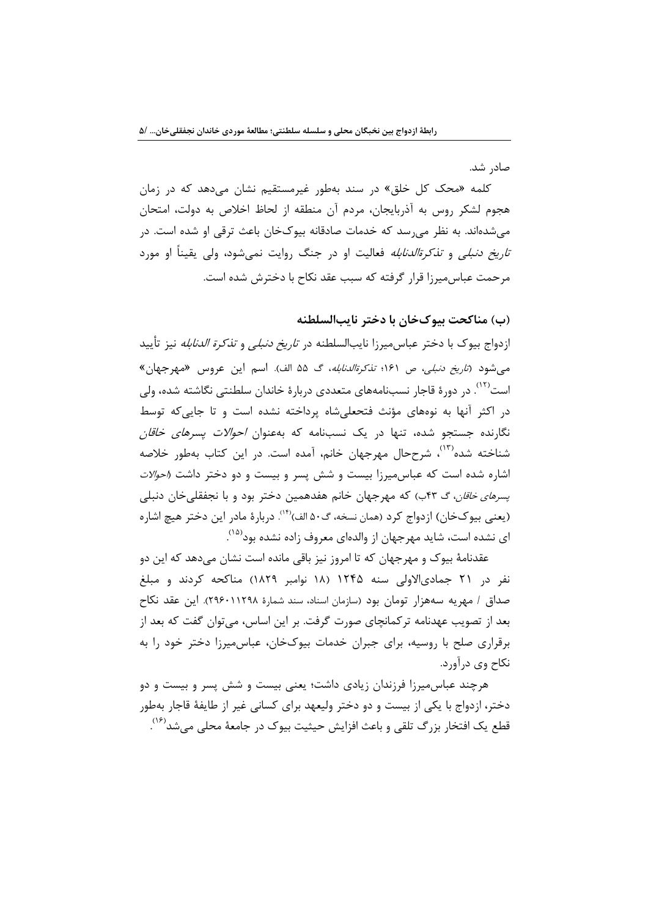صادر شد.

کلمه «محک کل خلق» در سند به‌طور غیرمستقیم نشان می‌دهد که در زمان هجوم لشکر روس به آذربایجان، مردم آن منطقه از لحاظ اخلاص به دولت، امتحان می‌شده‌اند. به نظر می‌رسد که خدمات صادقانه بیوک‌خان باعث ترقی او شده است. در *تاریخ دنبلی* و *تذکرةالدنابله* فعالیت او در جنگ روایت نمی‌شود، ولی یقیناً او مورد مرحمت عباس‌میرزا قرار گرفته که سبب عقد نکاح با دخترش شده است.

### (ب) مناکحت بیوک‌خان با دختر نایب‌السلطنه

ازدواج بیوک با دختر عباس‌میرزا نایب‌السلطنه در *تاریخ دنبلی* و *تذکرة الدنابله* نیز تأیید می‌شود (*تاریخ دنبلی*، ص ۱۶۱؛ *تذکرةالدنابله*، گ ۵۵ الف). اسم این عروس «مهرجهان» است[۱۲]. در دورهٔ قاجار نسب‌نامه‌های متعددی دربارهٔ خاندان سلطنتی نگاشته شده، ولی در اکثر آنها به نوه‌های مؤنث فتحعلی‌شاه پرداخته نشده است و تا جایی‌که توسط نگارنده جستجو شده، تنها در یک نسب‌نامه که به‌عنوان *احوالات پسرهای خاقان* شناخته شده[۱۳]، شرح‌حال مهرجهان خانم، آمده است. در این کتاب به‌طور خلاصه اشاره شده است که عباس‌میرزا بیست و شش پسر و بیست و دو دختر داشت (*احوالات پسرهای خاقان*، گ ۴۳ب) که مهرجهان خانم هفدهمین دختر بود و با نجفقلی‌خان دنبلی (یعنی بیوک‌خان) ازدواج کرد (همان نسخه، گ ۵۰ الف)[۱۴]. دربارهٔ مادر این دختر هیچ اشاره ای نشده است، شاید مهرجهان از والده‌ای معروف زاده نشده بود[۱۵].

عقدنامهٔ بیوک و مهرجهان که تا امروز نیز باقی مانده است نشان می‌دهد که این دو نفر در ۲۱ جمادی‌الاولی سنه ۱۲۴۵ (۱۸ نوامبر ۱۸۲۹) مناکحه کردند و مبلغ صداق / مهریه سه‌هزار تومان بود (سازمان اسناد، سند شمارهٔ ۲۹۶۰۱۱۲۹۸). این عقد نکاح بعد از تصویب عهدنامه ترکمانچای صورت گرفت. بر این اساس، می‌توان گفت که بعد از برقراری صلح با روسیه، برای جبران خدمات بیوک‌خان، عباس‌میرزا دختر خود را به نکاح وی درآورد.

هرچند عباس‌میرزا فرزندان زیادی داشت؛ یعنی بیست و شش پسر و بیست و دو دختر، ازدواج با یکی از بیست و دو دختر ولیعهد برای کسانی غیر از طایفهٔ قاجار به‌طور قطع یک افتخار بزرگ تلقی و باعث افزایش حیثیت بیوک در جامعهٔ محلی می‌شد[۱۶].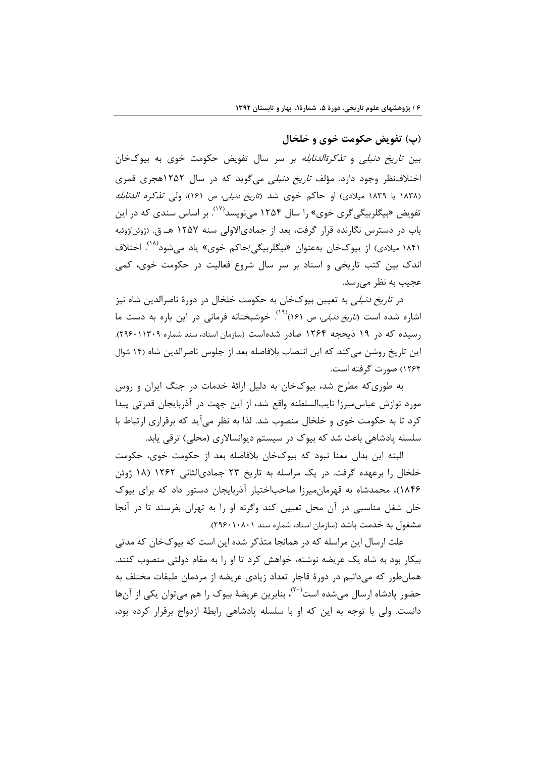### (پ) تفویض حکومت خوی و خلخال

بین *تاریخ دنبلی* و *تذکرةالدنابله* بر سر سال تفویض حکومت خوی به بیوک‌خان اختلاف‌نظر وجود دارد. مؤلف *تاریخ دنبلی* می‌گوید که در سال ۱۲۵۲هجری قمری (۱۸۳۸ یا ۱۸۳۹ میلادی) او حاکم خوی شد (*تاریخ دنبلی*، ص ۱۶۱)، ولی *تذکره الدنابله* تفویض «بیگلربیگی‌گری خوی» را سال ۱۲۵۴ می‌نویسد[۱۷]. بر اساس سندی که در این باب در دسترس نگارنده قرار گرفت، بعد از جمادی‌الاولی سنه ۱۲۵۷ هـ ق. (ژوئن/ژوئیه ۱۸۴۱ میلادی) از بیوک‌خان به‌عنوان «بیگلربیگی/حاکم خوی» یاد می‌شود[۱۸]. اختلاف اندک بین کتب تاریخی و اسناد بر سر سال شروع فعالیت در حکومت خوی، کمی عجیب به نظر می‌رسد.

در *تاریخ دنبلی* به تعیین بیوک‌خان به حکومت خلخال در دورهٔ ناصرالدین شاه نیز اشاره شده است (*تاریخ دنبلی*، ص ۱۶۱)[۱۹]. خوشبختانه فرمانی در این باره به دست ما رسیده که در ۱۹ ذیحجه ۱۲۶۴ صادر شده‌است (سازمان اسناد، سند شماره ۲۹۶۰۱۱۳۰۹). این تاریخ روشن می‌کند که این انتصاب بلافاصله بعد از جلوس ناصرالدین شاه (۱۴ شوال ۱۲۶۴) صورت گرفته است.

به طوری‌که مطرح شد، بیوک‌خان به دلیل ارائهٔ خدمات در جنگ ایران و روس مورد نوازش عباس‌میرزا نایب‌السلطنه واقع شد، از این جهت در آذربایجان قدرتی پیدا کرد تا به حکومت خوی و خلخال منصوب شد. لذا به نظر می‌آید که برقراری ارتباط با سلسله پادشاهی باعث شد که بیوک در سیستم دیوانسالاری (محلی) ترقی یابد.

البته این بدان معنا نبود که بیوک‌خان بلافاصله بعد از حکومت خوی، حکومت خلخال را برعهده گرفت. در یک مراسله به تاریخ ۲۳ جمادی‌الثانی ۱۲۶۲ (۱۸ ژوئن ۱۸۴۶)، محمدشاه به قهرمان‌میرزا صاحب‌اختیار آذربایجان دستور داد که برای بیوک خان شغل مناسبی در آن محل تعیین کند وگرنه او را به تهران بفرستد تا در آنجا مشغول به خدمت باشد (سازمان اسناد، شماره سند ۲۹۶۰۱۰۸۰۱).

علت ارسال این مراسله که در همانجا متذکر شده این است که بیوک‌خان که مدتی بیکار بود به شاه یک عریضه نوشته، خواهش کرد تا او را به مقام دولتی منصوب کنند. همان‌طور که می‌دانیم در دورهٔ قاجار تعداد زیادی عریضه از مردمان طبقات مختلف به حضور پادشاه ارسال می‌شده است[۲۰]، بنابرین عریضهٔ بیوک را هم می‌توان یکی از آن‌ها دانست. ولی با توجه به این که او با سلسله پادشاهی رابطهٔ ازدواج برقرار کرده بود،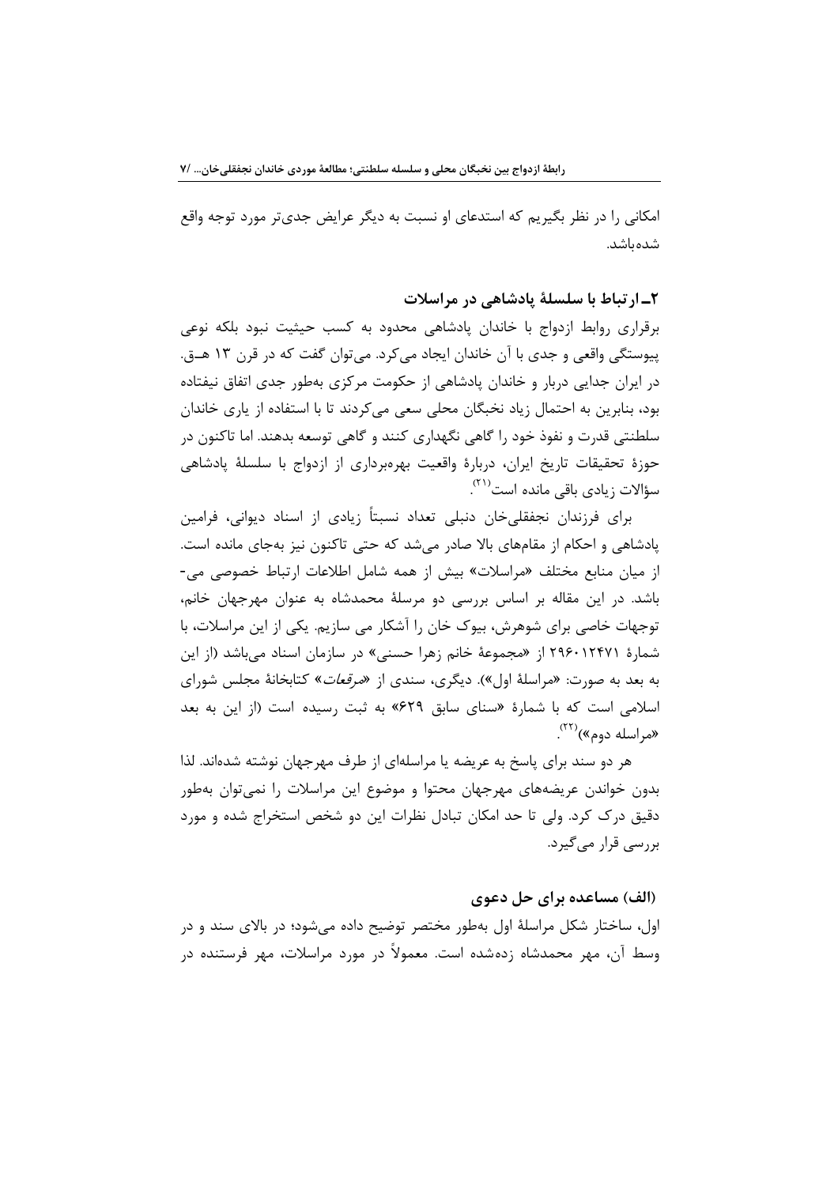امکانی را در نظر بگیریم که استدعای او نسبت به دیگر عرایض جدی‌تر مورد توجه واقع شده‌باشد.

### ۲ـ ارتباط با سلسلۀ پادشاهی در مراسلات

برقراری روابط ازدواج با خاندان پادشاهی محدود به کسب حیثیت نبود بلکه نوعی پیوستگی واقعی و جدی با آن خاندان ایجاد می‌کرد. می‌توان گفت که در قرن ۱۳ هـ‌ق. در ایران جدایی دربار و خاندان پادشاهی از حکومت مرکزی به‌طور جدی اتفاق نیفتاده بود، بنابرین به احتمال زیاد نخبگان محلی سعی می‌کردند تا با استفاده از یاری خاندان سلطنتی قدرت و نفوذ خود را گاهی نگهداری کنند و گاهی توسعه بدهند. اما تاکنون در حوزۀ تحقیقات تاریخ ایران، دربارۀ واقعیت بهره‌برداری از ازدواج با سلسلۀ پادشاهی سؤالات زیادی باقی مانده است[۲۱].

برای فرزندان نجفقلی‌خان دنبلی تعداد نسبتاً زیادی از اسناد دیوانی، فرامین پادشاهی و احکام از مقام‌های بالا صادر می‌شد که حتی تاکنون نیز به‌جای مانده است. از میان منابع مختلف «مراسلات» بیش از همه شامل اطلاعات ارتباط خصوصی می‌باشد. در این مقاله بر اساس بررسی دو مرسلۀ محمدشاه به عنوان مهرجهان خانم، توجهات خاصی برای شوهرش، بیوک خان را آشکار می سازیم. یکی از این مراسلات، با شمارۀ ۲۹۶۰۱۲۴۷۱ از «مجموعۀ خانم زهرا حسنی» در سازمان اسناد می‌باشد (از این به بعد به صورت: «مراسلۀ اول»). دیگری، سندی از «*مرقعات*» کتابخانۀ مجلس شورای اسلامی است که با شمارۀ «سنای سابق ۶۲۹» به ثبت رسیده است (از این به بعد «مراسله دوم»)[۲۲].

هر دو سند برای پاسخ به عریضه یا مراسله‌ای از طرف مهرجهان نوشته شده‌اند. لذا بدون خواندن عریضه‌های مهرجهان محتوا و موضوع این مراسلات را نمی‌توان به‌طور دقیق درک کرد. ولی تا حد امکان تبادل نظرات این دو شخص استخراج شده و مورد بررسی قرار می‌گیرد.

#### (الف) مساعده برای حل دعوی

اول، ساختار شکل مراسلۀ اول به‌طور مختصر توضیح داده می‌شود؛ در بالای سند و در وسط آن، مهر محمدشاه زده‌شده است. معمولاً در مورد مراسلات، مهر فرستنده در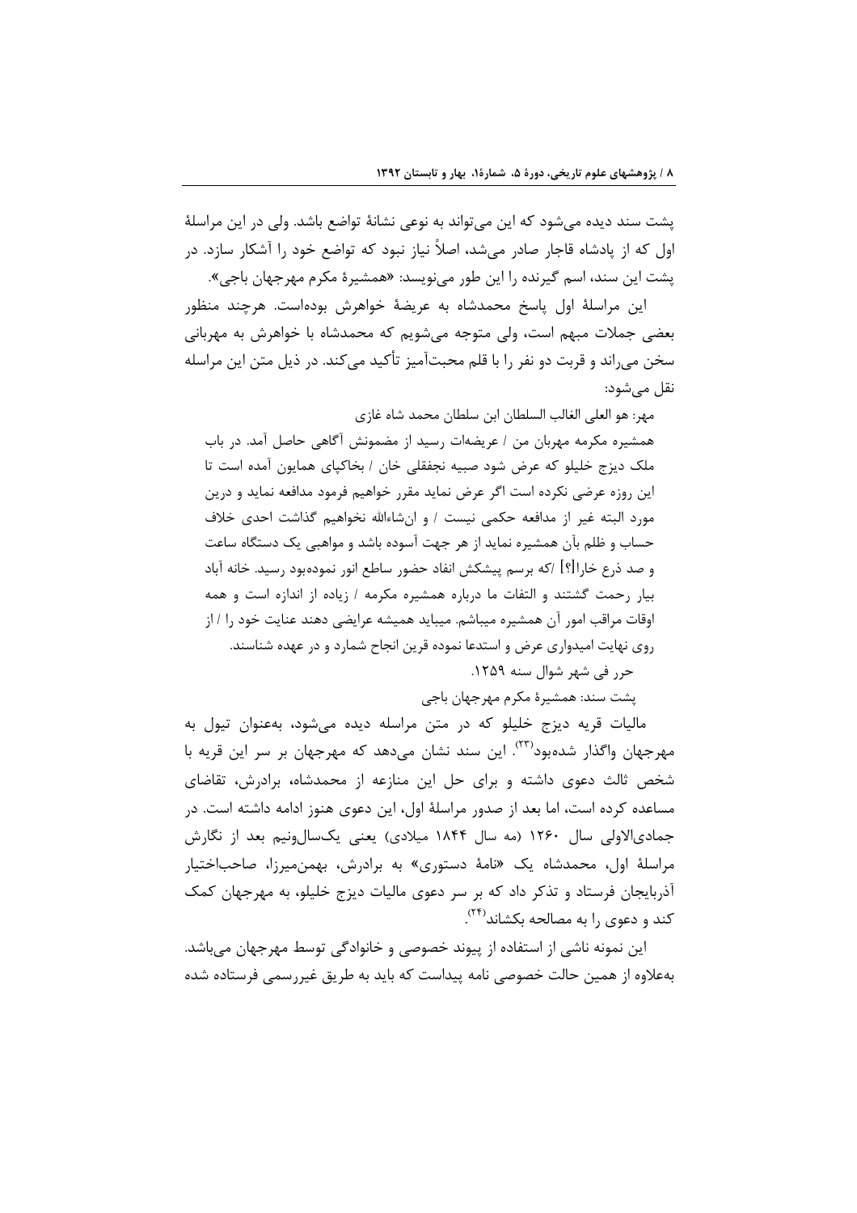پشت سند دیده می‌شود که این می‌تواند به نوعی نشانهٔ تواضع باشد. ولی در این مراسلهٔ اول که از پادشاه قاجار صادر می‌شد، اصلاً نیاز نبود که تواضع خود را آشکار سازد. در پشت این سند، اسم گیرنده را این طور می‌نویسد: «همشیرهٔ مکرم مهرجهان باجی».

این مراسلهٔ اول پاسخ محمدشاه به عریضهٔ خواهرش بوده‌است. هرچند منظور بعضی جملات مبهم است، ولی متوجه می‌شویم که محمدشاه با خواهرش به مهربانی سخن می‌راند و قربت دو نفر را با قلم محبت‌آمیز تأکید می‌کند. در ذیل متن این مراسله نقل می‌شود:

> مهر: هو العلی الغالب السلطان ابن سلطان محمد شاه غازی
>
> همشیره مکرمه مهربان من / عریضهات رسید از مضمونش آگاهی حاصل آمد. در باب ملک دیزج خلیلو که عرض شود صبیه نجفقلی خان / بخاکپای همایون آمده است تا این روزه عرضی نکرده است اگر عرض نماید مقرر خواهیم فرمود مدافعه نماید و درین مورد البته غیر از مدافعه حکمی نیست / و ان‌شاءالله نخواهیم گذاشت احدی خلاف حساب و ظلم بآن همشیره نماید از هر جهت آسوده باشد و مواهبی یک دستگاه ساعت و صد ذرع خارا[؟] /که برسم پیشکش انفاد حضور ساطع انور نموده‌بود رسید. خانه آباد بیار رحمت گشتند و التفات ما درباره همشیره مکرمه / زیاده از اندازه است و همه اوقات مراقب امور آن همشیره میباشم. میباید همیشه عرایضی دهند عنایت خود را / از روی نهایت امیدواری عرض و استدعا نموده قرین انجاح شمارد و در عهده شناسند.
>
> حرر فی شهر شوال سنه ۱۲۵۹.
>
> پشت سند: همشیرهٔ مکرم مهرجهان باجی

مالیات قریه دیزج خلیلو که در متن مراسله دیده می‌شود، به‌عنوان تیول به مهرجهان واگذار شده‌بود[۲۳]. این سند نشان می‌دهد که مهرجهان بر سر این قریه با شخص ثالث دعوی داشته و برای حل این منازعه از محمدشاه، برادرش، تقاضای مساعده کرده است، اما بعد از صدور مراسلهٔ اول، این دعوی هنوز ادامه داشته است. در جمادی‌الاولی سال ۱۲۶۰ (مه سال ۱۸۴۴ میلادی) یعنی یک‌سال‌ونیم بعد از نگارش مراسلهٔ اول، محمدشاه یک «نامهٔ دستوری» به برادرش، بهمن‌میرزا، صاحب‌اختیار آذربایجان فرستاد و تذکر داد که بر سر دعوی مالیات دیزج خلیلو، به مهرجهان کمک کند و دعوی را به مصالحه بکشاند[۲۴].

این نمونه ناشی از استفاده از پیوند خصوصی و خانوادگی توسط مهرجهان می‌باشد. به‌علاوه از همین حالت خصوصی نامه پیداست که باید به طریق غیررسمی فرستاده شده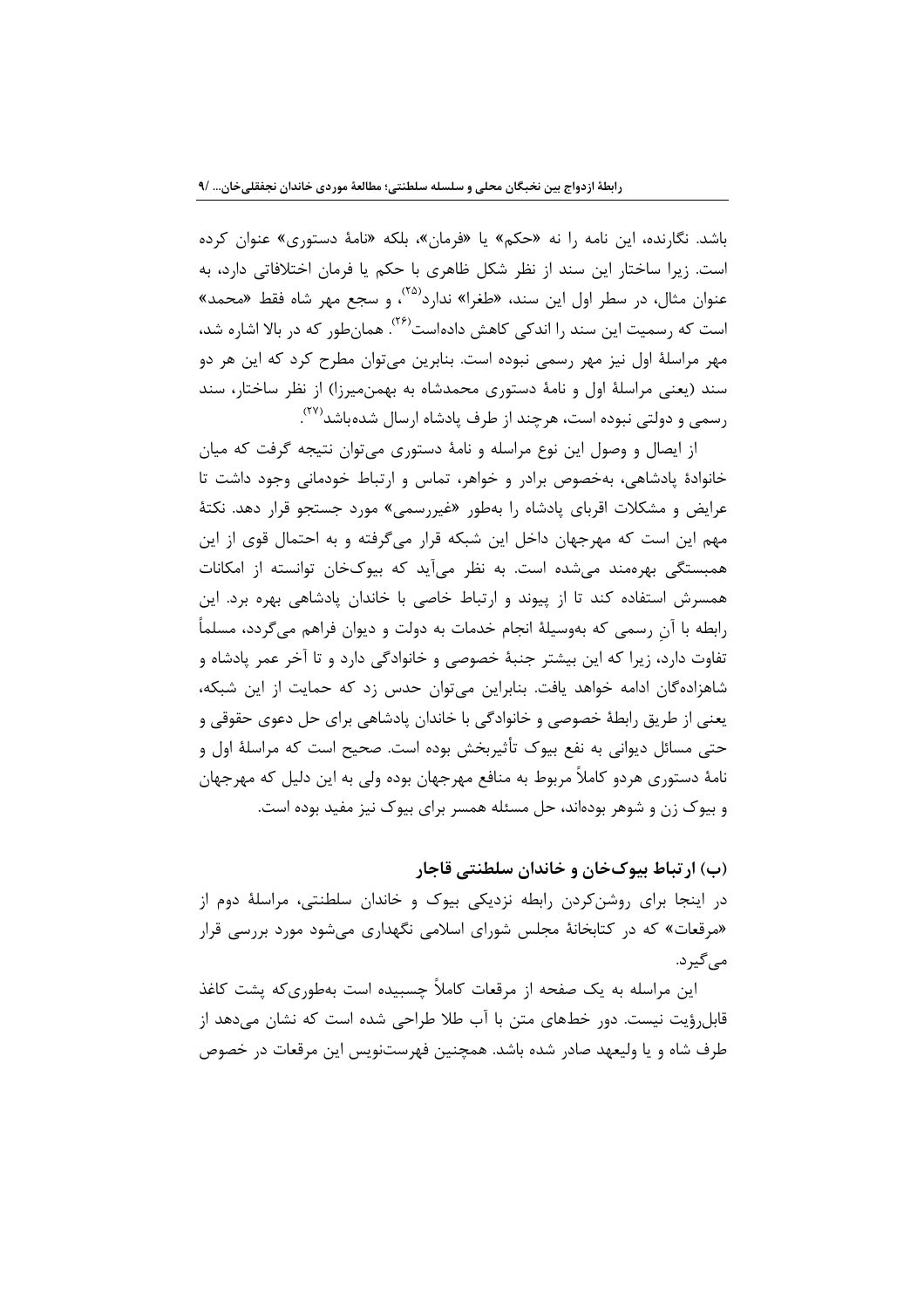باشد. نگارنده، این نامه را نه «حکم» یا «فرمان»، بلکه «نامهٔ دستوری» عنوان کرده است. زیرا ساختار این سند از نظر شکل ظاهری با حکم یا فرمان اختلافاتی دارد، به عنوان مثال، در سطر اول این سند، «طغرا» ندارد[۲۵]، و سجع مهر شاه فقط «محمد» است که رسمیت این سند را اندکی کاهش داده‌است[۲۶]. همان‌طور که در بالا اشاره شد، مهر مراسلهٔ اول نیز مهر رسمی نبوده است. بنابرین می‌توان مطرح کرد که این هر دو سند (یعنی مراسلهٔ اول و نامهٔ دستوری محمدشاه به بهمن‌میرزا) از نظر ساختار، سند رسمی و دولتی نبوده است، هرچند از طرف پادشاه ارسال شده‌باشد[۲۷].

از ایصال و وصول این نوع مراسله و نامهٔ دستوری می‌توان نتیجه گرفت که میان خانوادهٔ پادشاهی، به‌خصوص برادر و خواهر، تماس و ارتباط خودمانی وجود داشت تا عرایض و مشکلات اقربای پادشاه را به‌طور «غیررسمی» مورد جستجو قرار دهد. نکتهٔ مهم این است که مهرجهان داخل این شبکه قرار می‌گرفته و به احتمال قوی از این همبستگی بهره‌مند می‌شده است. به نظر می‌آید که بیوک‌خان توانسته از امکانات همسرش استفاده کند تا از پیوند و ارتباط خاصی با خاندان پادشاهی بهره برد. این رابطه با آنِ رسمی که به‌وسیلهٔ انجام خدمات به دولت و دیوان فراهم می‌گردد، مسلماً تفاوت دارد، زیرا که این بیشتر جنبهٔ خصوصی و خانوادگی دارد و تا آخر عمر پادشاه و شاهزاده‌گان ادامه خواهد یافت. بنابراین می‌توان حدس زد که حمایت از این شبکه، یعنی از طریق رابطهٔ خصوصی و خانوادگی با خاندان پادشاهی برای حل دعوی حقوقی و حتی مسائل دیوانی به نفع بیوک تأثیربخش بوده است. صحیح است که مراسلهٔ اول و نامهٔ دستوری هردو کاملاً مربوط به منافع مهرجهان بوده ولی به این دلیل که مهرجهان و بیوک زن و شوهر بوده‌اند، حل مسئله همسر برای بیوک نیز مفید بوده است.

### (ب) ارتباط بیوک‌خان و خاندان سلطنتی قاجار

در اینجا برای روشن‌کردن رابطه نزدیکی بیوک و خاندان سلطنتی، مراسلهٔ دوم از «مرقعات» که در کتابخانهٔ مجلس شورای اسلامی نگهداری می‌شود مورد بررسی قرار می‌گیرد.

این مراسله به یک صفحه از مرقعات کاملاً چسبیده است به‌طوری‌که پشت کاغذ قابل‌رؤیت نیست. دور خط‌های متن با آب طلا طراحی شده است که نشان می‌دهد از طرف شاه و یا ولیعهد صادر شده باشد. همچنین فهرست‌نویس این مرقعات در خصوص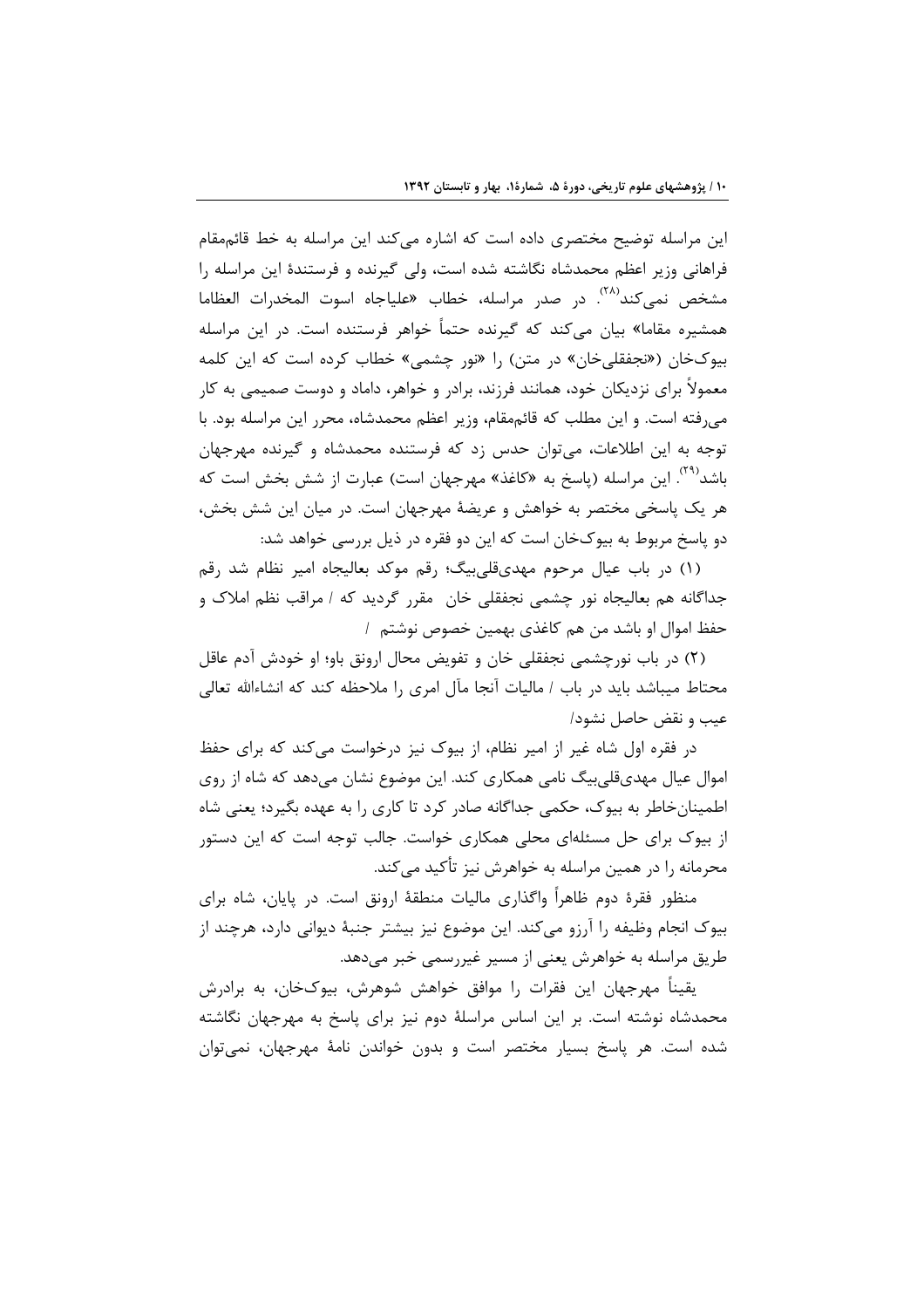این مراسله توضیح مختصری داده است که اشاره می‌کند این مراسله به خط قائم‌مقام فراهانی وزیر اعظم محمدشاه نگاشته شده است، ولی گیرنده و فرستندۀ این مراسله را مشخص نمی‌کند[۲۸]. در صدر مراسله، خطاب «علیاجاه اسوت المخدرات العظاما همشیره مقاما» بیان می‌کند که گیرنده حتماً خواهر فرستنده است. در این مراسله بیوک‌خان («نجفقلی‌خان» در متن) را «نور چشمی» خطاب کرده است که این کلمه معمولاً برای نزدیکان خود، همانند فرزند، برادر و خواهر، داماد و دوست صمیمی به کار می‌رفته است. و این مطلب که قائم‌مقام، وزیر اعظم محمدشاه، محرر این مراسله بود. با توجه به این اطلاعات، می‌توان حدس زد که فرستنده محمدشاه و گیرنده مهرجهان باشد[۲۹]. این مراسله (پاسخ به «کاغذ» مهرجهان است) عبارت از شش بخش است که هر یک پاسخی مختصر به خواهش و عریضۀ مهرجهان است. در میان این شش بخش، دو پاسخ مربوط به بیوک‌خان است که این دو فقره در ذیل بررسی خواهد شد:

(۱) در باب عیال مرحوم مهدی‌قلی‌بیگ؛ رقم موکد بعالیجاه امیر نظام شد رقم جداگانه هم بعالیجاه نور چشمی نجفقلی خان مقرر گردید که / مراقب نظم املاک و حفظ اموال او باشد من هم کاغذی بهمین خصوص نوشتم /

(۲) در باب نورچشمی نجفقلی خان و تفویض محال ارونق باو؛ او خودش آدم عاقل محتاط میباشد باید در باب / مالیات آنجا مآل امری را ملاحظه کند که انشاءالله تعالی عیب و نقض حاصل نشود/

در فقره اول شاه غیر از امیر نظام، از بیوک نیز درخواست می‌کند که برای حفظ اموال عیال مهدی‌قلی‌بیگ نامی همکاری کند. این موضوع نشان می‌دهد که شاه از روی اطمینان‌خاطر به بیوک، حکمی جداگانه صادر کرد تا کاری را به عهده بگیرد؛ یعنی شاه از بیوک برای حل مسئله‌ای محلی همکاری خواست. جالب توجه است که این دستور محرمانه را در همین مراسله به خواهرش نیز تأکید می‌کند.

منظور فقرۀ دوم ظاهراً واگذاری مالیات منطقۀ ارونق است. در پایان، شاه برای بیوک انجام وظیفه را آرزو می‌کند. این موضوع نیز بیشتر جنبۀ دیوانی دارد، هرچند از طریق مراسله به خواهرش یعنی از مسیر غیررسمی خبر می‌دهد.

یقیناً مهرجهان این فقرات را موافق خواهش شوهرش، بیوک‌خان، به برادرش محمدشاه نوشته است. بر این اساس مراسلۀ دوم نیز برای پاسخ به مهرجهان نگاشته شده است. هر پاسخ بسیار مختصر است و بدون خواندن نامۀ مهرجهان، نمی‌توان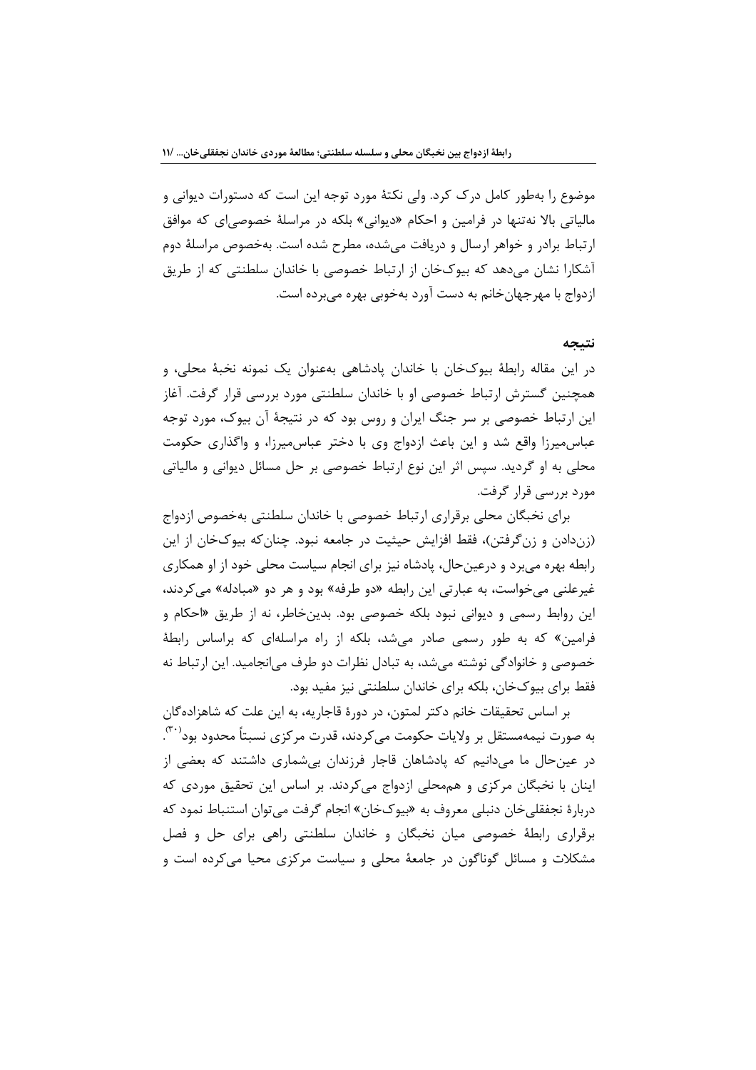موضوع را به‌طور کامل درک کرد. ولی نکتهٔ مورد توجه این است که دستورات دیوانی و مالیاتی بالا نه‌تنها در فرامین و احکام «دیوانی» بلکه در مراسلهٔ خصوصی‌ای که موافق ارتباط برادر و خواهر ارسال و دریافت می‌شده، مطرح شده است. به‌خصوص مراسلهٔ دوم آشکارا نشان می‌دهد که بیوک‌خان از ارتباط خصوصی با خاندان سلطنتی که از طریق ازدواج با مهرجهان‌خانم به دست آورد به‌خوبی بهره می‌برده است.

## نتیجه

در این مقاله رابطهٔ بیوک‌خان با خاندان پادشاهی به‌عنوان یک نمونه نخبهٔ محلی، و همچنین گسترش ارتباط خصوصی او با خاندان سلطنتی مورد بررسی قرار گرفت. آغاز این ارتباط خصوصی بر سر جنگ ایران و روس بود که در نتیجهٔ آن بیوک، مورد توجه عباس‌میرزا واقع شد و این باعث ازدواج وی با دختر عباس‌میرزا، و واگذاری حکومت محلی به او گردید. سپس اثر این نوع ارتباط خصوصی بر حل مسائل دیوانی و مالیاتی مورد بررسی قرار گرفت.

برای نخبگان محلی برقراری ارتباط خصوصی با خاندان سلطنتی به‌خصوص ازدواج (زن‌دادن و زن‌گرفتن)، فقط افزایش حیثیت در جامعه نبود. چنان‌که بیوک‌خان از این رابطه بهره می‌برد و درعین‌حال، پادشاه نیز برای انجام سیاست محلی خود از او همکاری غیرعلنی می‌خواست، به عبارتی این رابطه «دو طرفه» بود و هر دو «مبادله» می‌کردند، این روابط رسمی و دیوانی نبود بلکه خصوصی بود. بدین‌خاطر، نه از طریق «احکام و فرامین» که به طور رسمی صادر می‌شد، بلکه از راه مراسله‌ای که براساس رابطهٔ خصوصی و خانوادگی نوشته می‌شد، به تبادل نظرات دو طرف می‌انجامید. این ارتباط نه فقط برای بیوک‌خان، بلکه برای خاندان سلطنتی نیز مفید بود.

بر اساس تحقیقات خانم دکتر لمتون، در دورهٔ قاجاریه، به این علت که شاهزادهگان به صورت نیمه‌مستقل بر ولایات حکومت می‌کردند، قدرت مرکزی نسبتاً محدود بود[۳۰]. در عین‌حال ما می‌دانیم که پادشاهان قاجار فرزندان بی‌شماری داشتند که بعضی از اینان با نخبگان مرکزی و هم‌محلی ازدواج می‌کردند. بر اساس این تحقیق موردی که دربارهٔ نجفقلی‌خان دنبلی معروف به «بیوک‌خان» انجام گرفت می‌توان استنباط نمود که برقراری رابطهٔ خصوصی میان نخبگان و خاندان سلطنتی راهی برای حل و فصل مشکلات و مسائل گوناگون در جامعهٔ محلی و سیاست مرکزی محیا می‌کرده است و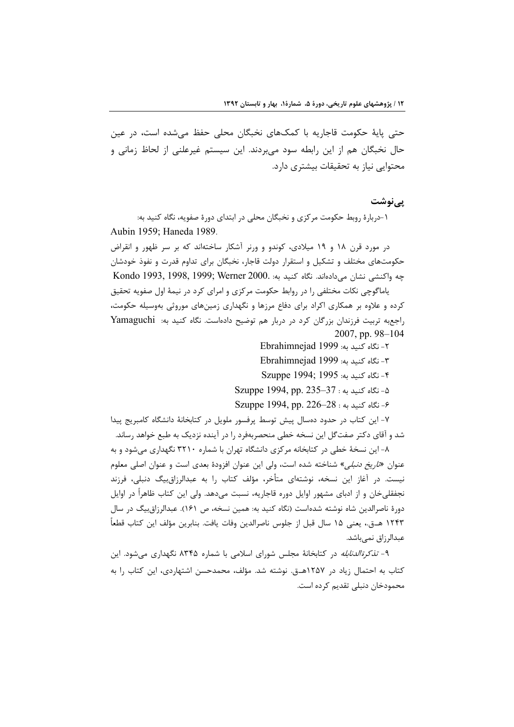حتی پایهٔ حکومت قاجاریه با کمک‌های نخبگان محلی حفظ می‌شده است، در عین حال نخبگان هم از این رابطه سود می‌بردند. این سیستم غیرعلنی از لحاظ زمانی و محتوایی نیاز به تحقیقات بیشتری دارد.

## پی‌نوشت

۱-دربارهٔ روبط حکومت مرکزی و نخبگان محلی در ابتدای دورهٔ صفویه، نگاه کنید به: Aubin 1959; Haneda 1989.

در مورد قرن ۱۸ و ۱۹ میلادی، کوندو و ورنر آشکار ساخته‌اند که بر سر ظهور و انقراض حکومت‌های مختلف و تشکیل و استقرار دولت قاجار، نخبگان برای تداوم قدرت و نفوذ خودشان چه واکنشی نشان می‌داده‌اند. نگاه کنید به: Kondo 1993, 1998, 1999; Werner 2000.

یاماگوچی نکات مختلفی را در روابط حکومت مرکزی و امرای کرد در نیمهٔ اول صفویه تحقیق کرده و علاوه بر همکاری اکراد برای دفاع مرزها و نگهداری زمین‌های موروثی به‌وسیله حکومت، راجع‌به تربیت فرزندان بزرگان کرد در دربار هم توضیح داده‌است. نگاه کنید به: Yamaguchi 2007, pp. 98–104

۲- نگاه کنید به: Ebrahimnejad 1999

۳- نگاه کنید به: Ebrahimnejad 1999

۴- نگاه کنید به: Szuppe 1994; 1995

۵- نگاه کنید به : Szuppe 1994, pp. 235–37

۶- نگاه کنید به : Szuppe 1994, pp. 226–28

۷- این کتاب در حدود ده‌سال پیش توسط پرفسور ملویل در کتابخانهٔ دانشگاه کامبریج پیدا شد و آقای دکتر صفت‌گل این نسخه خطی منحصربه‌فرد را در آینده نزدیک به طبع خواهد رساند.

۸- این نسخهٔ خطی در کتابخانه مرکزی دانشگاه تهران با شماره ۳۲۱۰ نگهداری می‌شود و به عنوان «*تاریخ دنبلی*» شناخته شده است، ولی این عنوان افزودهٔ بعدی است و عنوان اصلی معلوم نیست. در آغاز این نسخه، نوشته‌ای متأخر، مؤلف کتاب را به عبدالرزاق‌بیگ دنبلی، فرزند نجفقلی‌خان و از ادبای مشهور اوایل دوره قاجاریه، نسبت می‌دهد. ولی این کتاب ظاهراً در اوایل دورهٔ ناصرالدین شاه نوشته شده‌است (نگاه کنید به: همین نسخه، ص ۱۶۱). عبدالرزاق‌بیگ در سال ۱۲۴۳ هـ‌ق.، یعنی ۱۵ سال قبل از جلوس ناصرالدین وفات یافت. بنابرین مؤلف این کتاب قطعاً عبدالرزاق نمی‌باشد.

۹- *تذکرةالدنابله* در کتابخانهٔ مجلس شورای اسلامی با شماره ۸۳۴۵ نگهداری می‌شود. این کتاب به احتمال زیاد در ۱۲۵۷هـ‌ق. نوشته شد. مؤلف، محمدحسن اشتهاردی، این کتاب را به محمودخان دنبلی تقدیم کرده است.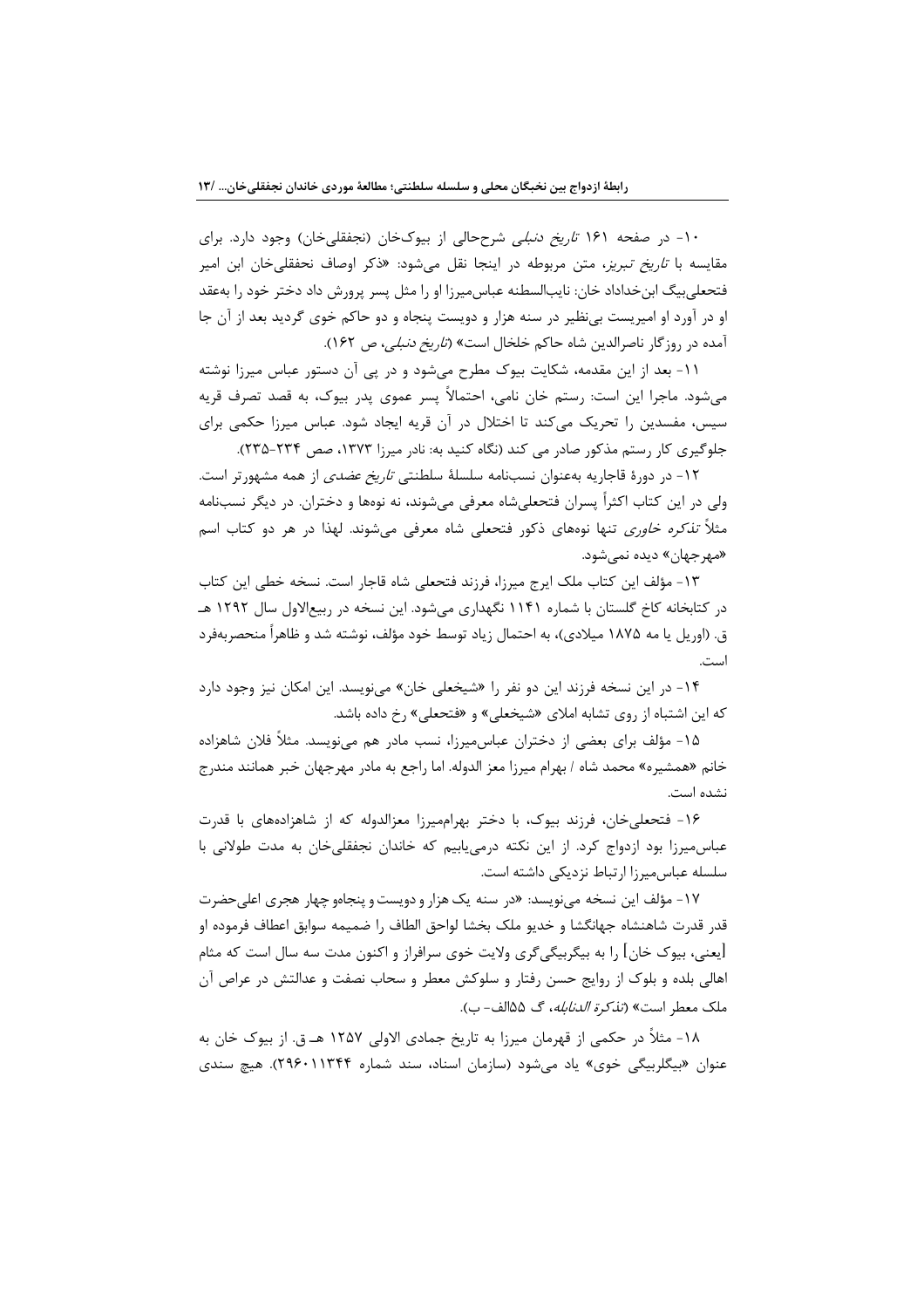۱۰- در صفحه ۱۶۱ *تاریخ دنبلی* شرح‌حالی از بیوک‌خان (نجفقلی‌خان) وجود دارد. برای مقایسه با *تاریخ تبریز*، متن مربوطه در اینجا نقل می‌شود: «ذکر اوصاف نحفقلی‌خان ابن امیر فتحعلی‌بیگ ابن‌خداداد خان: نایب‌السطنه عباس‌میرزا او را مثل پسر پرورش داد دختر خود را به‌عقد او در آورد او امیریست بی‌نظیر در سنه هزار و دویست پنجاه و دو حاکم خوی گردید بعد از آن جا آمده در روزگار ناصرالدین شاه حاکم خلخال است» (*تاریخ دنبلی*، ص ۱۶۲).

۱۱- بعد از این مقدمه، شکایت بیوک مطرح می‌شود و در پی آن دستور عباس میرزا نوشته می‌شود. ماجرا این است: رستم خان نامی، احتمالاً پسر عموی پدر بیوک، به قصد تصرف قریه سیس، مفسدین را تحریک می‌کند تا اختلال در آن قریه ایجاد شود. عباس میرزا حکمی برای جلوگیری کار رستم مذکور صادر می کند (نگاه کنید به: نادر میرزا ۱۳۷۳، صص ۲۳۴-۲۳۵).

۱۲- در دورهٔ قاجاریه به‌عنوان نسب‌نامه سلسلهٔ سلطنتی *تاریخ عضدی* از همه مشهورتر است. ولی در این کتاب اکثراً پسران فتحعلی‌شاه معرفی می‌شوند، نه نوه‌ها و دختران. در دیگر نسب‌نامه مثلاً *تذکره خاوری* تنها نوه‌های ذکور فتحعلی شاه معرفی می‌شوند. لهذا در هر دو کتاب اسم «مهرجهان» دیده نمی‌شود.

۱۳- مؤلف این کتاب ملک ایرج میرزا، فرزند فتحعلی شاه قاجار است. نسخه خطی این کتاب در کتابخانه کاخ گلستان با شماره ۱۱۴۱ نگهداری می‌شود. این نسخه در ربیع‌الاول سال ۱۲۹۲ هـ ق. (اوریل یا مه ۱۸۷۵ میلادی)، به احتمال زیاد توسط خود مؤلف، نوشته شد و ظاهراً منحصربه‌فرد است.

۱۴- در این نسخه فرزند این دو نفر را «شیخعلی خان» می‌نویسد. این امکان نیز وجود دارد که این اشتباه از روی تشابه املای «شیخعلی» و «فتحعلی» رخ داده باشد.

۱۵- مؤلف برای بعضی از دختران عباس‌میرزا، نسب مادر هم می‌نویسد. مثلاً فلان شاهزاده خانم «همشیره» محمد شاه / بهرام میرزا معز الدوله. اما راجع به مادر مهرجهان خبر همانند مندرج نشده است.

۱۶- فتحعلی‌خان، فرزند بیوک، با دختر بهرام‌میرزا معزالدوله که از شاهزاده‌های با قدرت عباس‌میرزا بود ازدواج کرد. از این نکته درمی‌یابیم که خاندان نجفقلی‌خان به مدت طولانی با سلسله عباس‌میرزا ارتباط نزدیکی داشته است.

۱۷- مؤلف این نسخه می‌نویسد: «در سنه یک هزار و دویست و پنجاه‌و چهار هجری اعلی‌حضرت قدر قدرت شاهنشاه جهانگشا و خدیو ملک بخشا لواحق الطاف را ضمیمه سوابق اعطاف فرموده او [یعنی، بیوک خان] را به بیگربیگی‌گری ولایت خوی سرافراز و اکنون مدت سه سال است که مثام اهالی بلده و بلوک از روایح حسن رفتار و سلوکش معطر و سحاب نصفت و عدالتش در عراص آن ملک معطر است» (*تذکرة الدنابله*، گ ۵۵الف- ب).

۱۸- مثلاً در حکمی از قهرمان میرزا به تاریخ جمادی الاولی ۱۲۵۷ هـ ق. از بیوک خان به عنوان «بیگلربیگی خوی» یاد می‌شود (سازمان اسناد، سند شماره ۲۹۶۰۱۱۳۴۴). هیچ سندی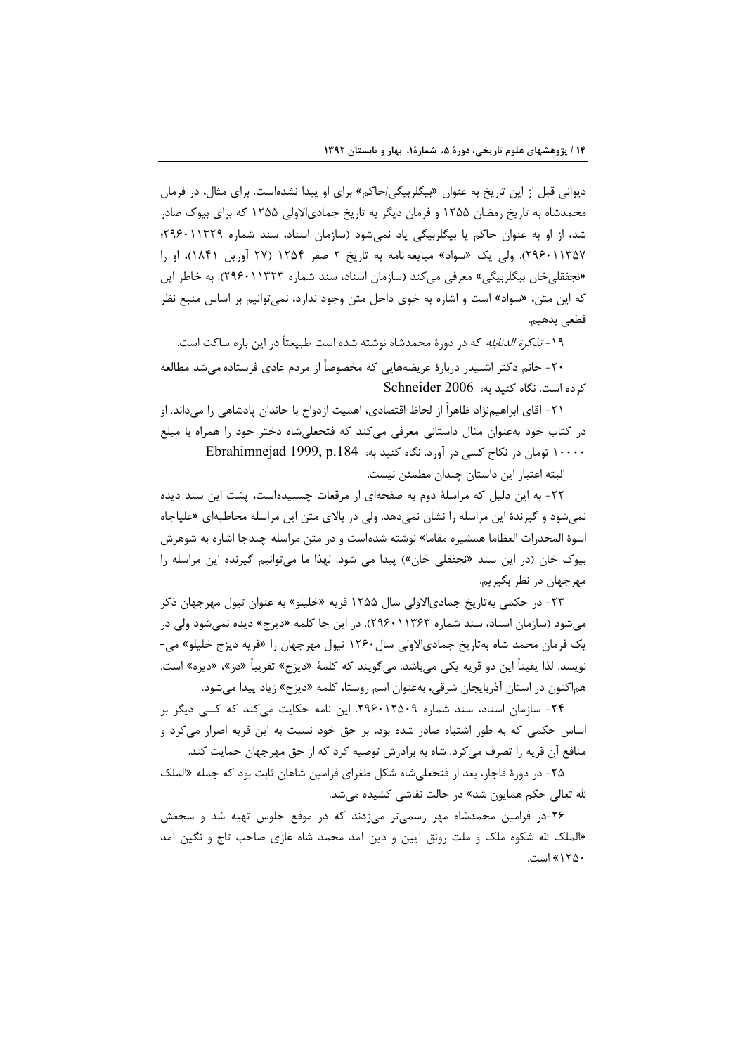دیوانی قبل از این تاریخ به عنوان «بیگلربیگی/حاکم» برای او پیدا نشده‌است. برای مثال، در فرمان محمدشاه به تاریخ رمضان ۱۲۵۵ و فرمان دیگر به تاریخ جمادی‌الاولی ۱۲۵۵ که برای بیوک صادر شد، از او به عنوان حاکم یا بیگلربیگی یاد نمی‌شود (سازمان اسناد، سند شماره ۲۹۶۰۱۱۳۲۹؛ ۲۹۶۰۱۱۳۵۷). ولی یک «سواد» مبایعه نامه به تاریخ ۲ صفر ۱۲۵۴ (۲۷ آوریل ۱۸۴۱)، او را «نجفقلی‌خان بیگلربیگی» معرفی می‌کند (سازمان اسناد، سند شماره ۲۹۶۰۱۱۳۲۳). به خاطر این که این متن، «سواد» است و اشاره به خوی داخل متن وجود ندارد، نمی‌توانیم بر اساس منبع نظر قطعی بدهیم.

۱۹- *تذکرة الدنابله* که در دورهٔ محمدشاه نوشته شده است طبیعتاً در این باره ساکت است.

۲۰- خانم دکتر اشنیدر دربارهٔ عریضه‌هایی که مخصوصاً از مردم عادی فرستاده می‌شد مطالعه کرده است. نگاه کنید به: Schneider 2006

۲۱- آقای ابراهیم‌نژاد ظاهراً از لحاظ اقتصادی، اهمیت ازدواج با خاندان پادشاهی را می‌داند. او در کتاب خود به‌عنوان مثال داستانی معرفی می‌کند که فتحعلی‌شاه دختر خود را همراه با مبلغ ۱۰۰۰۰ تومان در نکاح کسی در آورد. نگاه کنید به: Ebrahimnejad 1999, p.184

البته اعتبار این داستان چندان مطمئن نیست.

۲۲- به این دلیل که مراسلهٔ دوم به صفحه‌ای از مرقعات چسبیده‌است، پشت این سند دیده نمی‌شود و گیرندهٔ این مراسله را نشان نمی‌دهد. ولی در بالای متن این مراسله مخاطبه‌ای «علیاجاه اسوهٔ المخدرات العظاما همشیره مقاما» نوشته شده‌است و در متن مراسله چندجا اشاره به شوهرش بیوک خان (در این سند «نجفقلی خان») پیدا می شود. لهذا ما می‌توانیم گیرنده این مراسله را مهرجهان در نظر بگیریم.

۲۳- در حکمی به‌تاریخ جمادی‌الاولی سال ۱۲۵۵ قریه «خلیلو» به عنوان تیول مهرجهان ذکر می‌شود (سازمان اسناد، سند شماره ۲۹۶۰۱۱۳۶۳). در این جا کلمه «دیزج» دیده نمی‌شود ولی در یک فرمان محمد شاه به‌تاریخ جمادی‌الاولی سال ۱۲۶۰ تیول مهرجهان را «قریه دیزج خلیلو» می-نویسد. لذا یقیناً این دو قریه یکی می‌باشد. می‌گویند که کلمهٔ «دیزج» تقریباً «دز»، «دیزه» است. هم‌اکنون در استان آذربایجان شرقی، به‌عنوان اسم روستا، کلمه «دیزج» زیاد پیدا می‌شود.

۲۴- سازمان اسناد، سند شماره ۲۹۶۰۱۲۵۰۹. این نامه حکایت می‌کند که کسی دیگر بر اساس حکمی که به طور اشتباه صادر شده بود، بر حق خود نسبت به این قریه اصرار می‌کرد و منافع آن قریه را تصرف می‌کرد. شاه به برادرش توصیه کرد که از حق مهرجهان حمایت کند.

۲۵- در دورهٔ قاجار، بعد از فتحعلی‌شاه شکل طغرای فرامین شاهان ثابت بود که جمله «الملک لله تعالی حکم همایون شد» در حالت نقاشی کشیده می‌شد.

۲۶-در فرامین محمدشاه مهر رسمی‌تر می‌زدند که در موقع جلوس تهیه شد و سجعش «الملک لله شکوه ملک و ملت رونق آیین و دین آمد محمد شاه غازی صاحب تاج و نگین آمد ۱۲۵۰» است.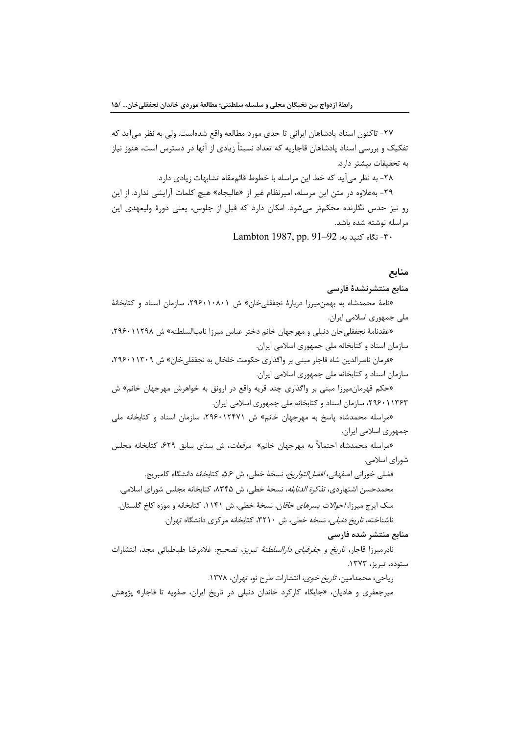۲۷- تاکنون اسناد پادشاهان ایرانی تا حدی مورد مطالعه واقع شده‌است. ولی به نظر می‌آید که تفکیک و بررسی اسناد پادشاهان قاجاریه که تعداد نسبتاً زیادی از آنها در دسترس است، هنوز نیاز به تحقیقات بیشتر دارد.

۲۸- به نظر می‌آید که خط این مراسله با خطوط قائم‌مقام تشابهات زیادی دارد.

۲۹- به‌علاوه در متن این مرسله، امیرنظام غیر از «عالیجاه» هیچ کلمات آرایشی ندارد. از این رو نیز حدس نگارنده محکم‌تر می‌شود. امکان دارد که قبل از جلوس، یعنی دورهٔ ولیعهدی این مراسله نوشته شده باشد.

۳۰- نگاه کنید به: Lambton 1987, pp. 91–92

## منابع

### منابع منتشرنشدهٔ فارسی

«نامهٔ محمدشاه به بهمن‌میرزا دربارهٔ نجفقلی‌خان» ش ۲۹۶۰۱۰۸۰۱، سازمان اسناد و کتابخانهٔ ملی جمهوری اسلامی ایران.

«عقدنامهٔ نجفقلی‌خان دنبلی و مهرجهان خانم دختر عباس میرزا نایب‌السلطنه» ش ۲۹۶۰۱۱۲۹۸، سازمان اسناد و کتابخانه ملی جمهوری اسلامی ایران.

«فرمان ناصرالدین شاه قاجار مبنی بر واگذاری حکومت خلخال به نجفقلی‌خان» ش ۲۹۶۰۱۱۳۰۹، سازمان اسناد و کتابخانه ملی جمهوری اسلامی ایران.

«حکم قهرمان‌میرزا مبنی بر واگذاری چند قریه واقع در ارونق به خواهرش مهرجهان خانم» ش ۲۹۶۰۱۱۳۶۳، سازمان اسناد و کتابخانه ملی جمهوری اسلامی ایران.

«مراسله محمدشاه پاسخ به مهرجهان خانم» ش ۲۹۶۰۱۲۴۷۱، سازمان اسناد و کتابخانه ملی جمهوری اسلامی ایران.

«مراسله محمدشاه احتمالاً به مهرجهان خانم» *مرقعات*، ش سنای سابق ۶۲۹، کتابخانه مجلس شورای اسلامی.

فضلی خوزانی اصفهانی، *افضل‌التواریخ*، نسخهٔ خطی، ش ۵.۶، کتابخانه دانشگاه کامبریج.

محمدحسن اشتهاردی، *تذکرة الدنابله*، نسخهٔ خطی، ش ۸۳۴۵، کتابخانه مجلس شورای اسلامی.

ملک ایرج میرزا، *احوالات پسرهای خاقان*، نسخهٔ خطی، ش ۱۱۴۱، کتابخانه و موزهٔ کاخ گلستان.

ناشناخته، *تاریخ دنبلی*، نسخه خطی، ش ۳۲۱۰، کتابخانه مرکزی دانشگاه تهران.

### منابع منتشر شده فارسی

نادرمیرزا قاجار، *تاریخ و جغرفیای دارالسلطنهٔ تبریز*، تصحیح: غلامرضا طباطبائی مجد، انتشارات ستوده، تبریز، ۱۳۷۳.

ریاحی، محمدامین، *تاریخ خوی*، انتشارات طرح نو، تهران، ۱۳۷۸.

میرجعفری و هادیان، «جایگاه کارکرد خاندان دنبلی در تاریخ ایران، صفویه تا قاجار» پژوهش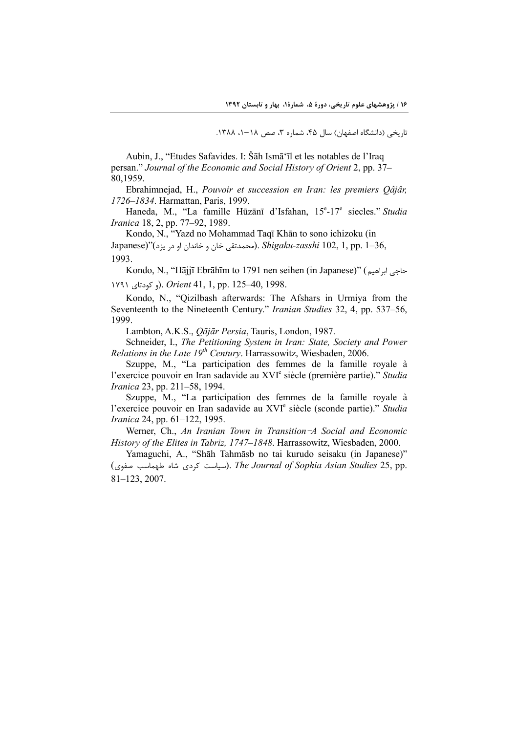تاریخی (دانشگاه اصفهان) سال ۴۵، شماره ۳، صص ۱۸–۱، ۱۳۸۸.

Aubin, J., "Etudes Safavides. I: Šāh Ismā'īl et les notables de l'Iraq persan." *Journal of the Economic and Social History of Orient* 2, pp. 37–80,1959.

Ebrahimnejad, H., *Pouvoir et succession en Iran: les premiers Qâjâr, 1726–1834*. Harmattan, Paris, 1999.

Haneda, M., "La famille Hūzānī d'Isfahan, 15e-17e siecles." *Studia Iranica* 18, 2, pp. 77–92, 1989.

Kondo, N., "Yazd no Mohammad Taqī Khān to sono ichizoku (in Japanese)"(محمدتقی خان و خاندان او در یزد). *Shigaku-zasshi* 102, 1, pp. 1–36, 1993.

Kondo, N., "Hājjī Ebrāhīm to 1791 nen seihen (in Japanese)" (حاجی ابراهیم و کودتای ۱۷۹۱). *Orient* 41, 1, pp. 125–40, 1998.

Kondo, N., "Qizilbash afterwards: The Afshars in Urmiya from the Seventeenth to the Nineteenth Century." *Iranian Studies* 32, 4, pp. 537–56, 1999.

Lambton, A.K.S., *Qājār Persia*, Tauris, London, 1987.

Schneider, I., *The Petitioning System in Iran: State, Society and Power Relations in the Late 19th Century*. Harrassowitz, Wiesbaden, 2006.

Szuppe, M., "La participation des femmes de la famille royale à l'exercice pouvoir en Iran sadavide au XVIe siècle (première partie)." *Studia Iranica* 23, pp. 211–58, 1994.

Szuppe, M., "La participation des femmes de la famille royale à l'exercice pouvoir en Iran sadavide au XVIe siècle (sconde partie)." *Studia Iranica* 24, pp. 61–122, 1995.

Werner, Ch., *An Iranian Town in Transition–A Social and Economic History of the Elites in Tabriz, 1747–1848*. Harrassowitz, Wiesbaden, 2000.

Yamaguchi, A., "Shāh Tahmāsb no tai kurudo seisaku (in Japanese)" (سیاست کردی شاه طهماسب صفوی). *The Journal of Sophia Asian Studies* 25, pp. 81–123, 2007.